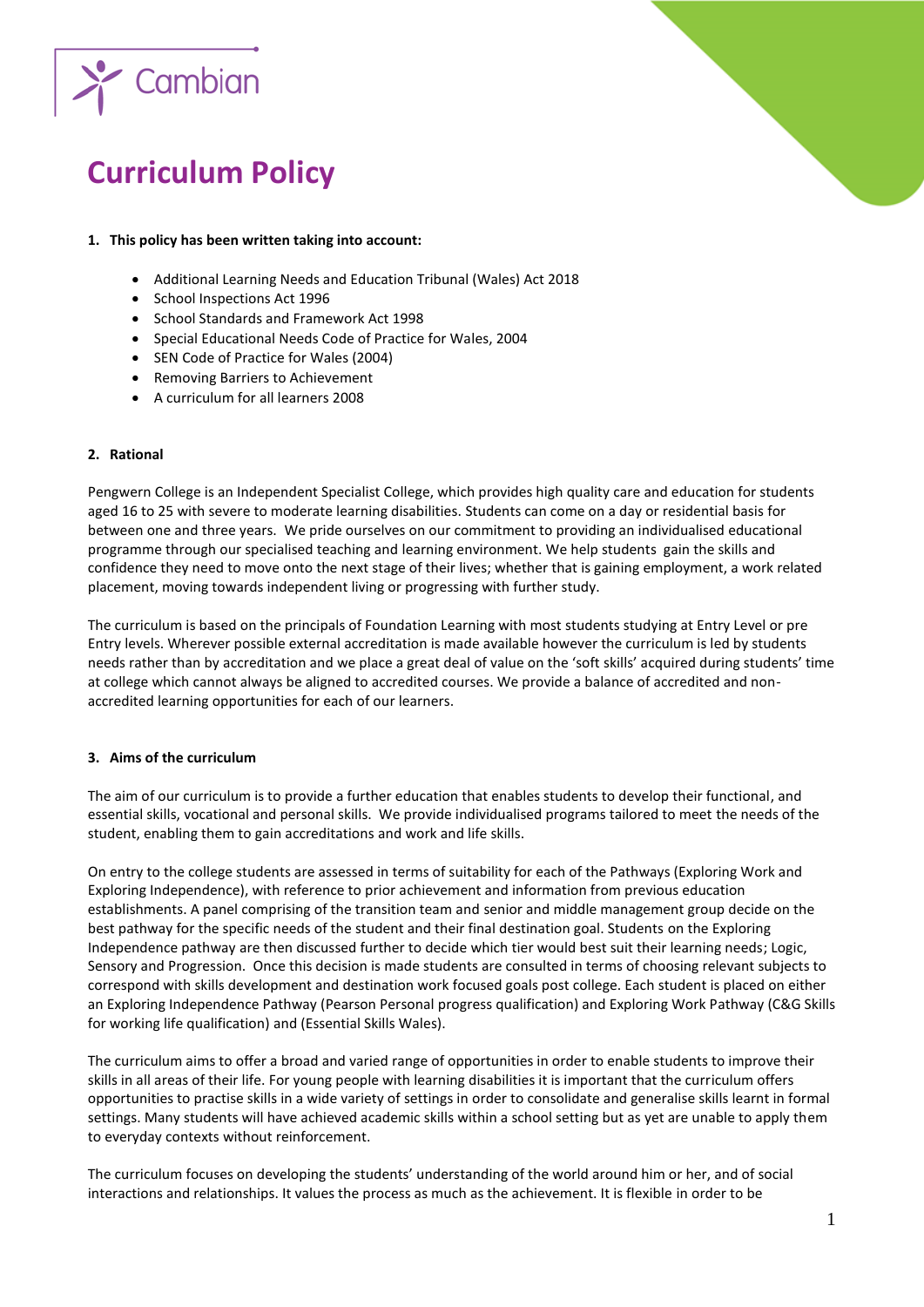# Curriculum Policy

**1. This policy has been written taking into account:**

- Additional Learning Needs and Education Tribunal (Wales) Act 2018
- School Inspections Act 1996
- School Standards and Framework Act 1998
- Special Educational Needs Code of Practice for Wales, 2004
- SEN Code of Practice for Wales (2004)
- Removing Barriers to Achievement
- A curriculum for all learners 2008

**2. Rational**

Pengwern College is an Independent Specialist College, which provides high quality care and education for students aged 16 to 25 with severe to moderate learning disabilities. Students can come on a day or residential basis for between one and three years. We pride ourselves on our commitment to providing an individualised educational programme through our specialised teaching and learning environment. We help students gain the skills and confidence they need to move onto the next stage of their lives; whether that is gaining employment, a work related placement, moving towards independent living or progressing with further study.

The curriculum is based on the principals of Foundation Learning with most students studying at Entry Level or pre Entry levels. Wherever possible external accreditation is made available however the curriculum is led by students needs rather than by accreditation and we place a great deal of value on the 'soft skills' acquired during students' time at college which cannot always be aligned to accredited courses. We provide a balance of accredited and non-accredited learning opportunities for each of our learners.

**3. Aims of the curriculum**

The aim of our curriculum is to provide a further education that enables students to develop their functional, and essential skills, vocational and personal skills. We provide individualised programs tailored to meet the needs of the student, enabling them to gain accreditations and work and life skills.

On entry to the college students are assessed in terms of suitability for each of the Pathways (Exploring Work and Exploring Independence), with reference to prior achievement and information from previous education establishments. A panel comprising of the transition team and senior and middle management group decide on the best pathway for the specific needs of the student and their final destination goal. Students on the Exploring Independence pathway are then discussed further to decide which tier would best suit their learning needs; Logic, Sensory and Progression. Once this decision is made students are consulted in terms of choosing relevant subjects to correspond with skills development and destination work focused goals post college. Each student is placed on either an Exploring Independence Pathway (Pearson Personal progress qualification) and Exploring Work Pathway (C&G Skills for working life qualification) and (Essential Skills Wales).

The curriculum aims to offer a broad and varied range of opportunities in order to enable students to improve their skills in all areas of their life. For young people with learning disabilities it is important that the curriculum offers opportunities to practise skills in a wide variety of settings in order to consolidate and generalise skills learnt in formal settings. Many students will have achieved academic skills within a school setting but as yet are unable to apply them to everyday contexts without reinforcement.

The curriculum focuses on developing the students' understanding of the world around him or her, and of social interactions and relationships. It values the process as much as the achievement. It is flexible in order to be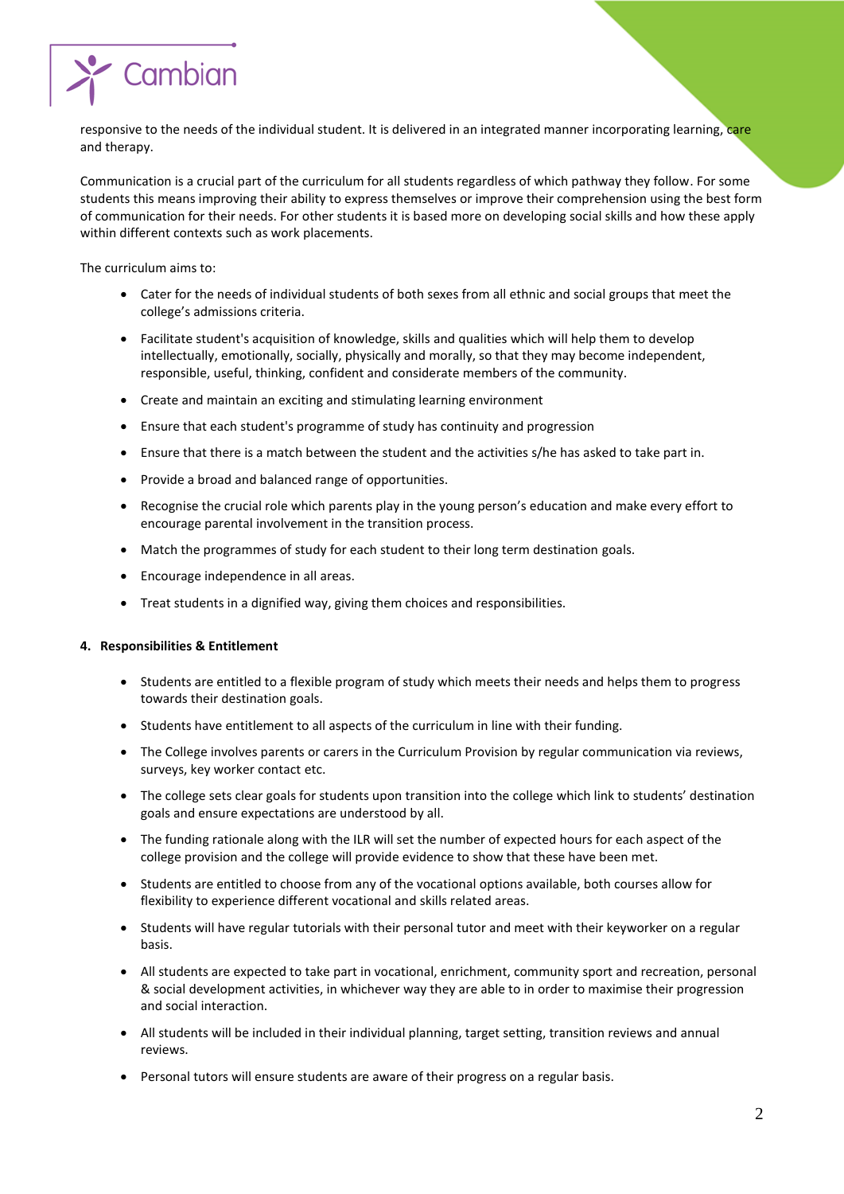responsive to the needs of the individual student. It is delivered in an integrated manner incorporating learning, care and therapy.

Communication is a crucial part of the curriculum for all students regardless of which pathway they follow. For some students this means improving their ability to express themselves or improve their comprehension using the best form of communication for their needs. For other students it is based more on developing social skills and how these apply within different contexts such as work placements.

The curriculum aims to:

- Cater for the needs of individual students of both sexes from all ethnic and social groups that meet the college's admissions criteria.
- Facilitate student's acquisition of knowledge, skills and qualities which will help them to develop intellectually, emotionally, socially, physically and morally, so that they may become independent, responsible, useful, thinking, confident and considerate members of the community.
- Create and maintain an exciting and stimulating learning environment
- Ensure that each student's programme of study has continuity and progression
- Ensure that there is a match between the student and the activities s/he has asked to take part in.
- Provide a broad and balanced range of opportunities.
- Recognise the crucial role which parents play in the young person's education and make every effort to encourage parental involvement in the transition process.
- Match the programmes of study for each student to their long term destination goals.
- Encourage independence in all areas.
- Treat students in a dignified way, giving them choices and responsibilities.

## 4. Responsibilities & Entitlement

- Students are entitled to a flexible program of study which meets their needs and helps them to progress towards their destination goals.
- Students have entitlement to all aspects of the curriculum in line with their funding.
- The College involves parents or carers in the Curriculum Provision by regular communication via reviews, surveys, key worker contact etc.
- The college sets clear goals for students upon transition into the college which link to students' destination goals and ensure expectations are understood by all.
- The funding rationale along with the ILR will set the number of expected hours for each aspect of the college provision and the college will provide evidence to show that these have been met.
- Students are entitled to choose from any of the vocational options available, both courses allow for flexibility to experience different vocational and skills related areas.
- Students will have regular tutorials with their personal tutor and meet with their keyworker on a regular basis.
- All students are expected to take part in vocational, enrichment, community sport and recreation, personal & social development activities, in whichever way they are able to in order to maximise their progression and social interaction.
- All students will be included in their individual planning, target setting, transition reviews and annual reviews.
- Personal tutors will ensure students are aware of their progress on a regular basis.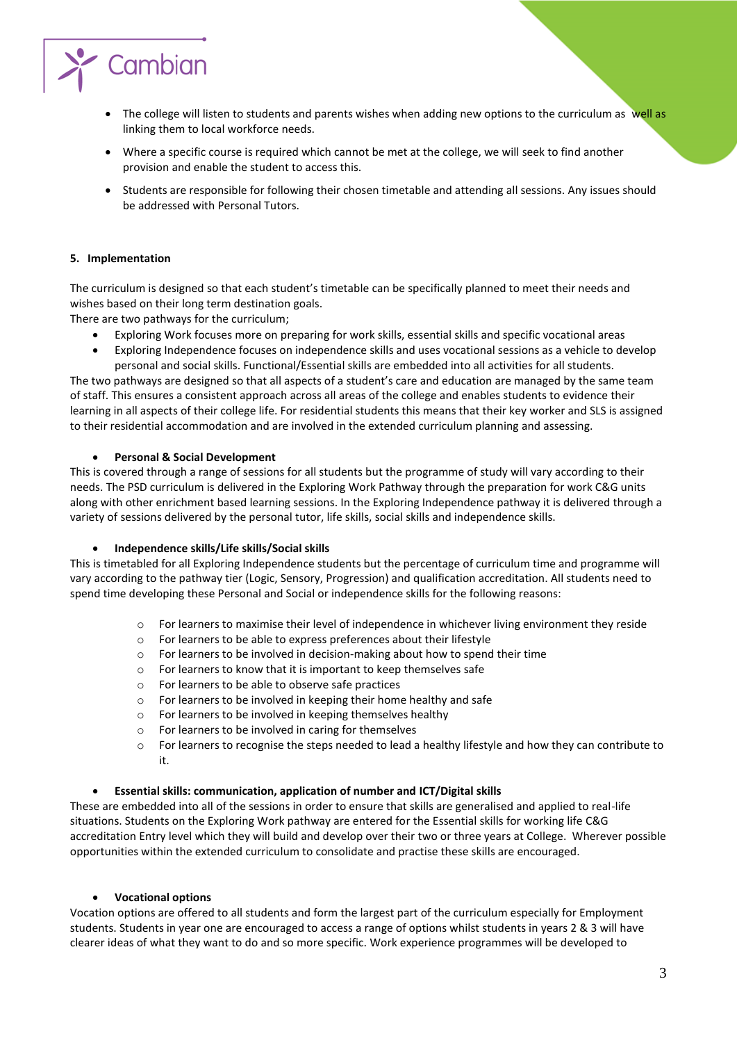- The college will listen to students and parents wishes when adding new options to the curriculum as well as linking them to local workforce needs.
- Where a specific course is required which cannot be met at the college, we will seek to find another provision and enable the student to access this.
- Students are responsible for following their chosen timetable and attending all sessions. Any issues should be addressed with Personal Tutors.

## 5. Implementation

The curriculum is designed so that each student's timetable can be specifically planned to meet their needs and wishes based on their long term destination goals.

There are two pathways for the curriculum;

- Exploring Work focuses more on preparing for work skills, essential skills and specific vocational areas
- Exploring Independence focuses on independence skills and uses vocational sessions as a vehicle to develop personal and social skills. Functional/Essential skills are embedded into all activities for all students.

The two pathways are designed so that all aspects of a student's care and education are managed by the same team of staff. This ensures a consistent approach across all areas of the college and enables students to evidence their learning in all aspects of their college life. For residential students this means that their key worker and SLS is assigned to their residential accommodation and are involved in the extended curriculum planning and assessing.

- **Personal & Social Development**

This is covered through a range of sessions for all students but the programme of study will vary according to their needs. The PSD curriculum is delivered in the Exploring Work Pathway through the preparation for work C&G units along with other enrichment based learning sessions. In the Exploring Independence pathway it is delivered through a variety of sessions delivered by the personal tutor, life skills, social skills and independence skills.

- **Independence skills/Life skills/Social skills**

This is timetabled for all Exploring Independence students but the percentage of curriculum time and programme will vary according to the pathway tier (Logic, Sensory, Progression) and qualification accreditation. All students need to spend time developing these Personal and Social or independence skills for the following reasons:

  - For learners to maximise their level of independence in whichever living environment they reside
  - For learners to be able to express preferences about their lifestyle
  - For learners to be involved in decision-making about how to spend their time
  - For learners to know that it is important to keep themselves safe
  - For learners to be able to observe safe practices
  - For learners to be involved in keeping their home healthy and safe
  - For learners to be involved in keeping themselves healthy
  - For learners to be involved in caring for themselves
  - For learners to recognise the steps needed to lead a healthy lifestyle and how they can contribute to it.

- **Essential skills: communication, application of number and ICT/Digital skills**

These are embedded into all of the sessions in order to ensure that skills are generalised and applied to real-life situations. Students on the Exploring Work pathway are entered for the Essential skills for working life C&G accreditation Entry level which they will build and develop over their two or three years at College. Wherever possible opportunities within the extended curriculum to consolidate and practise these skills are encouraged.

- **Vocational options**

Vocation options are offered to all students and form the largest part of the curriculum especially for Employment students. Students in year one are encouraged to access a range of options whilst students in years 2 & 3 will have clearer ideas of what they want to do and so more specific. Work experience programmes will be developed to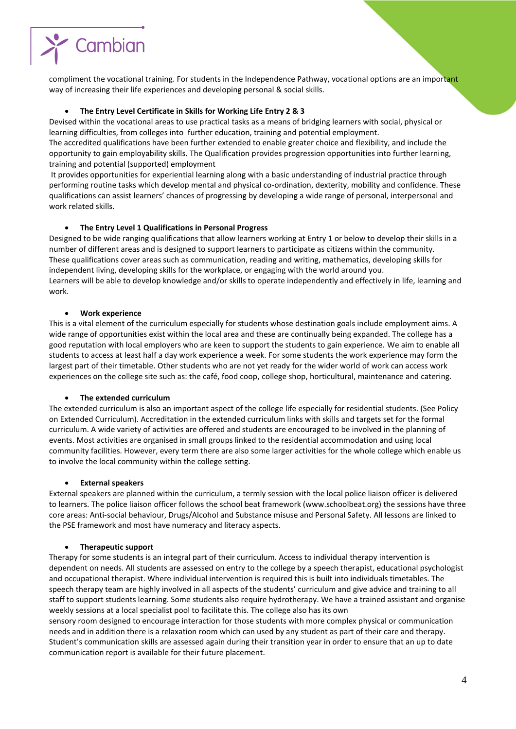compliment the vocational training. For students in the Independence Pathway, vocational options are an important way of increasing their life experiences and developing personal & social skills.

- **The Entry Level Certificate in Skills for Working Life Entry 2 & 3**

Devised within the vocational areas to use practical tasks as a means of bridging learners with social, physical or learning difficulties, from colleges into further education, training and potential employment.
The accredited qualifications have been further extended to enable greater choice and flexibility, and include the opportunity to gain employability skills. The Qualification provides progression opportunities into further learning, training and potential (supported) employment
It provides opportunities for experiential learning along with a basic understanding of industrial practice through performing routine tasks which develop mental and physical co-ordination, dexterity, mobility and confidence. These qualifications can assist learners' chances of progressing by developing a wide range of personal, interpersonal and work related skills.

- **The Entry Level 1 Qualifications in Personal Progress**

Designed to be wide ranging qualifications that allow learners working at Entry 1 or below to develop their skills in a number of different areas and is designed to support learners to participate as citizens within the community.
These qualifications cover areas such as communication, reading and writing, mathematics, developing skills for independent living, developing skills for the workplace, or engaging with the world around you.
Learners will be able to develop knowledge and/or skills to operate independently and effectively in life, learning and work.

- **Work experience**

This is a vital element of the curriculum especially for students whose destination goals include employment aims. A wide range of opportunities exist within the local area and these are continually being expanded. The college has a good reputation with local employers who are keen to support the students to gain experience. We aim to enable all students to access at least half a day work experience a week. For some students the work experience may form the largest part of their timetable. Other students who are not yet ready for the wider world of work can access work experiences on the college site such as: the café, food coop, college shop, horticultural, maintenance and catering.

- **The extended curriculum**

The extended curriculum is also an important aspect of the college life especially for residential students. (See Policy on Extended Curriculum). Accreditation in the extended curriculum links with skills and targets set for the formal curriculum. A wide variety of activities are offered and students are encouraged to be involved in the planning of events. Most activities are organised in small groups linked to the residential accommodation and using local community facilities. However, every term there are also some larger activities for the whole college which enable us to involve the local community within the college setting.

- **External speakers**

External speakers are planned within the curriculum, a termly session with the local police liaison officer is delivered to learners. The police liaison officer follows the school beat framework (www.schoolbeat.org) the sessions have three core areas: Anti-social behaviour, Drugs/Alcohol and Substance misuse and Personal Safety. All lessons are linked to the PSE framework and most have numeracy and literacy aspects.

- **Therapeutic support**

Therapy for some students is an integral part of their curriculum. Access to individual therapy intervention is dependent on needs. All students are assessed on entry to the college by a speech therapist, educational psychologist and occupational therapist. Where individual intervention is required this is built into individuals timetables. The speech therapy team are highly involved in all aspects of the students' curriculum and give advice and training to all staff to support students learning. Some students also require hydrotherapy. We have a trained assistant and organise weekly sessions at a local specialist pool to facilitate this. The college also has its own
sensory room designed to encourage interaction for those students with more complex physical or communication needs and in addition there is a relaxation room which can used by any student as part of their care and therapy. Student's communication skills are assessed again during their transition year in order to ensure that an up to date communication report is available for their future placement.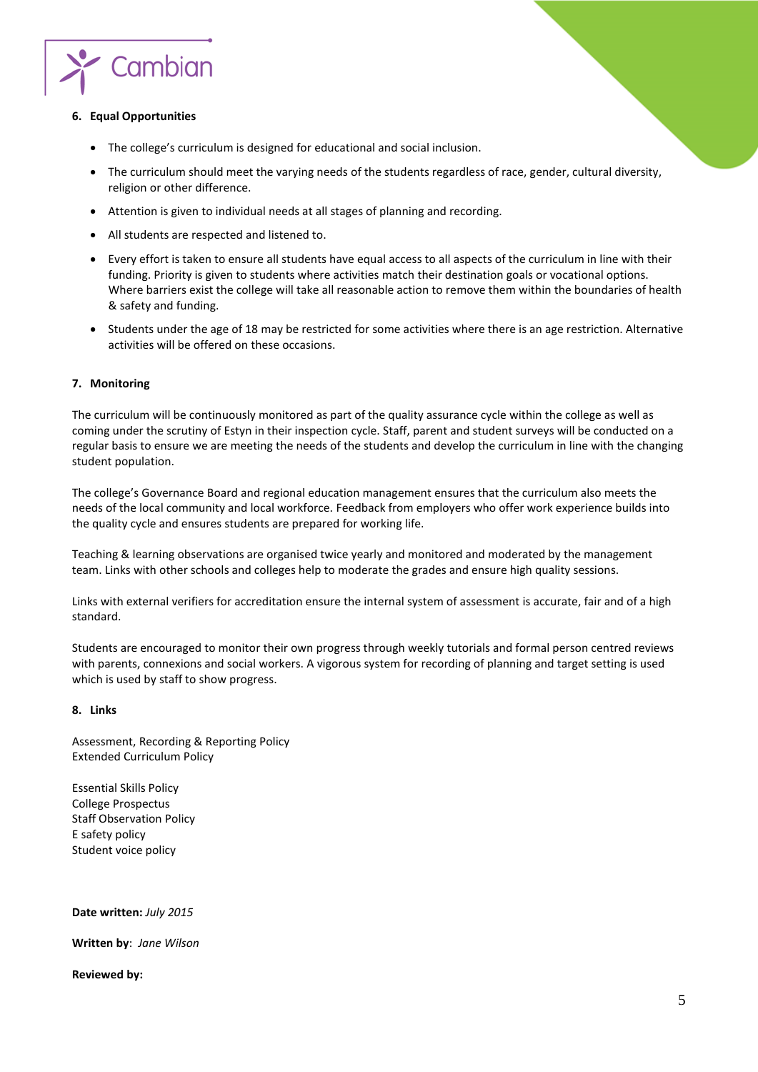## 6. Equal Opportunities

- The college's curriculum is designed for educational and social inclusion.
- The curriculum should meet the varying needs of the students regardless of race, gender, cultural diversity, religion or other difference.
- Attention is given to individual needs at all stages of planning and recording.
- All students are respected and listened to.
- Every effort is taken to ensure all students have equal access to all aspects of the curriculum in line with their funding. Priority is given to students where activities match their destination goals or vocational options. Where barriers exist the college will take all reasonable action to remove them within the boundaries of health & safety and funding.
- Students under the age of 18 may be restricted for some activities where there is an age restriction. Alternative activities will be offered on these occasions.

## 7. Monitoring

The curriculum will be continuously monitored as part of the quality assurance cycle within the college as well as coming under the scrutiny of Estyn in their inspection cycle. Staff, parent and student surveys will be conducted on a regular basis to ensure we are meeting the needs of the students and develop the curriculum in line with the changing student population.

The college's Governance Board and regional education management ensures that the curriculum also meets the needs of the local community and local workforce. Feedback from employers who offer work experience builds into the quality cycle and ensures students are prepared for working life.

Teaching & learning observations are organised twice yearly and monitored and moderated by the management team. Links with other schools and colleges help to moderate the grades and ensure high quality sessions.

Links with external verifiers for accreditation ensure the internal system of assessment is accurate, fair and of a high standard.

Students are encouraged to monitor their own progress through weekly tutorials and formal person centred reviews with parents, connexions and social workers. A vigorous system for recording of planning and target setting is used which is used by staff to show progress.

## 8. Links

Assessment, Recording & Reporting Policy
Extended Curriculum Policy

Essential Skills Policy
College Prospectus
Staff Observation Policy
E safety policy
Student voice policy

**Date written:** *July 2015*

**Written by**: *Jane Wilson*

**Reviewed by:**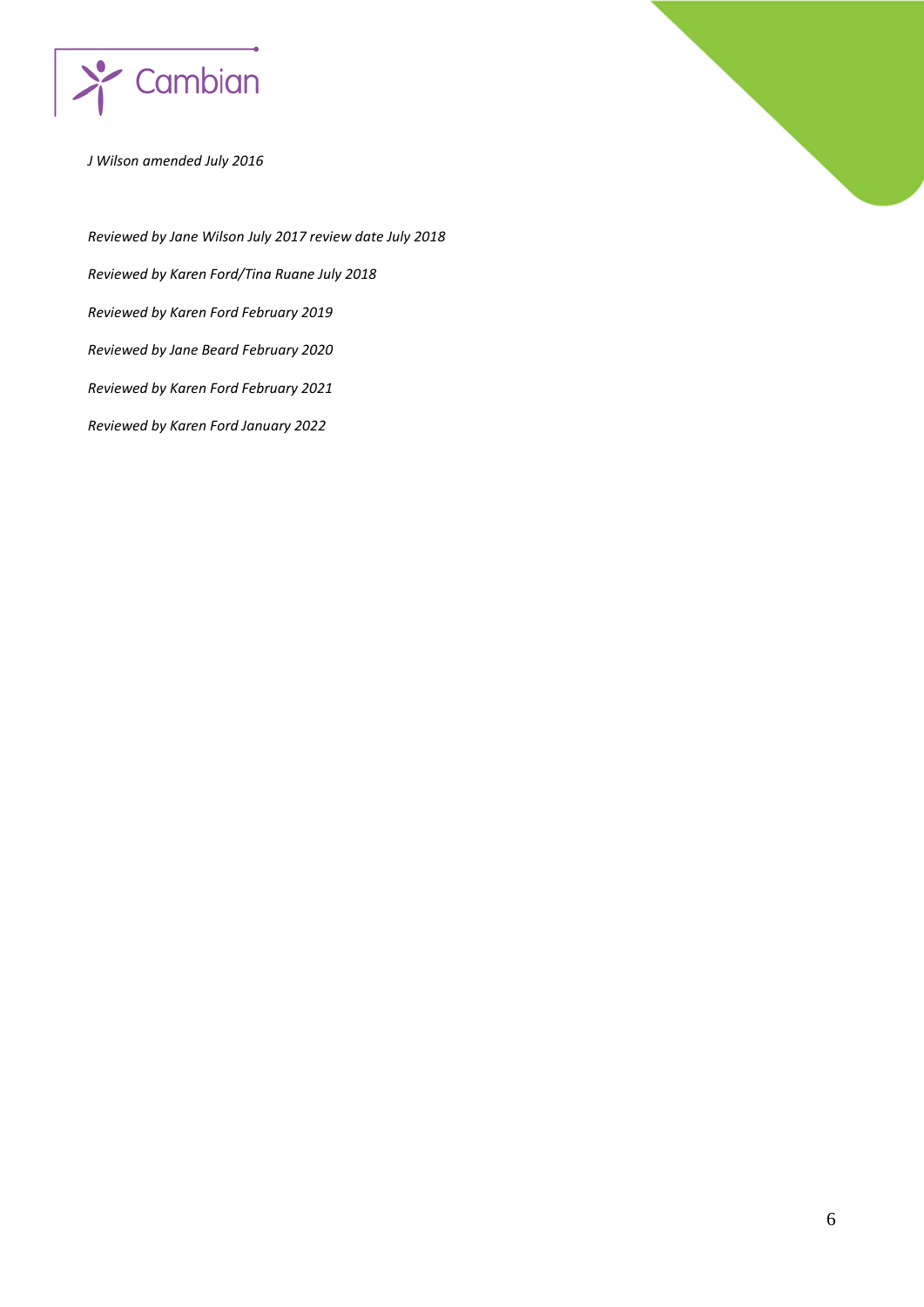*J Wilson amended July 2016*

*Reviewed by Jane Wilson July 2017 review date July 2018*

*Reviewed by Karen Ford/Tina Ruane July 2018*

*Reviewed by Karen Ford February 2019*

*Reviewed by Jane Beard February 2020*

*Reviewed by Karen Ford February 2021*

*Reviewed by Karen Ford January 2022*